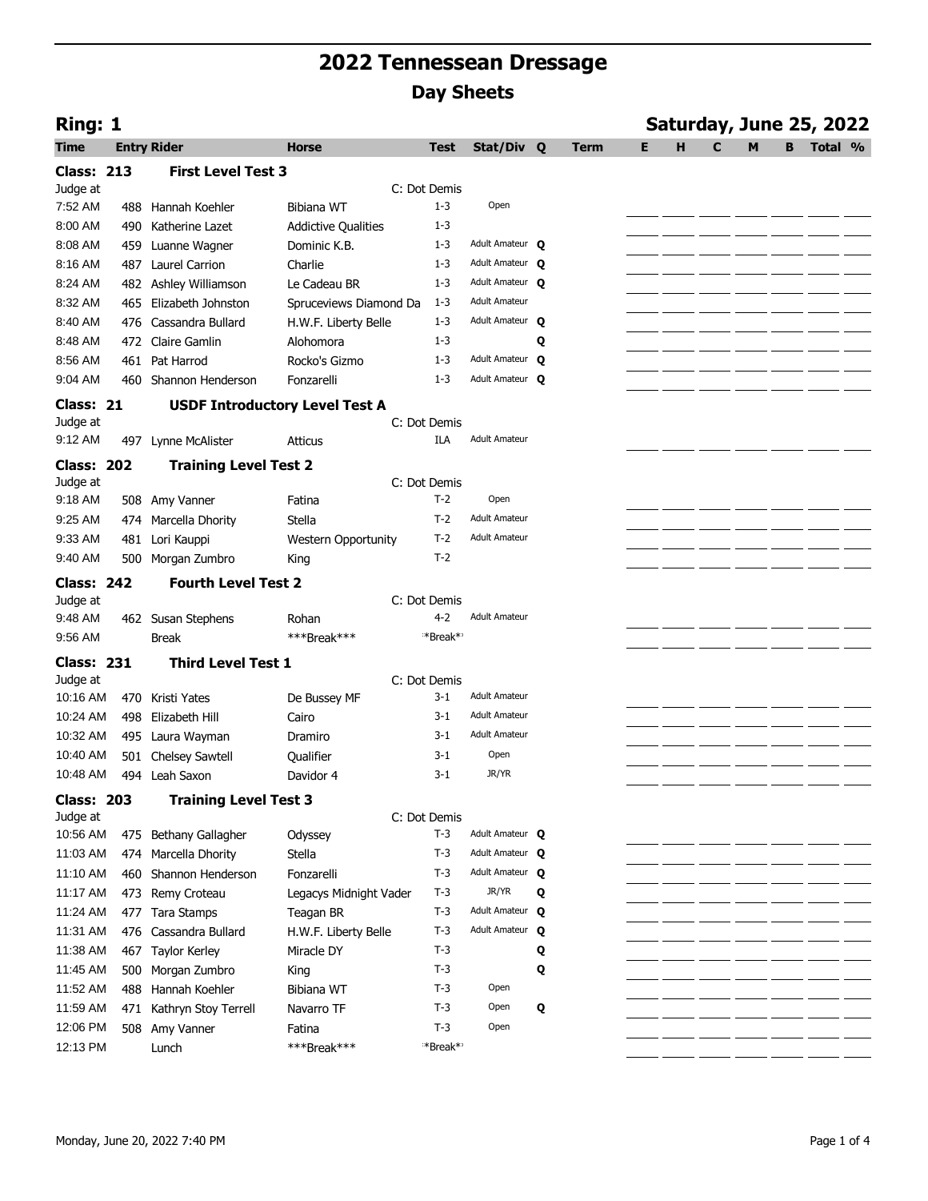# 2022 Tennessean Dressage

## Day Sheets

**Ring: 1** **Saturday, June 25, 2022**

| Time | Entry | Rider | Horse | Test | Stat/Div | Q | Term | E | H | C | M | B | Total | % |
|---|---|---|---|---|---|---|---|---|---|---|---|---|---|---|
| **Class: 213** | | **First Level Test 3** | | | | | | | | | | | | |
| Judge at | | | | C: Dot Demis | | | | | | | | | | |
| 7:52 AM | 488 | Hannah Koehler | Bibiana WT | 1-3 | Open | | | | | | | | | |
| 8:00 AM | 490 | Katherine Lazet | Addictive Qualities | 1-3 | | | | | | | | | | |
| 8:08 AM | 459 | Luanne Wagner | Dominic K.B. | 1-3 | Adult Amateur | Q | | | | | | | | |
| 8:16 AM | 487 | Laurel Carrion | Charlie | 1-3 | Adult Amateur | Q | | | | | | | | |
| 8:24 AM | 482 | Ashley Williamson | Le Cadeau BR | 1-3 | Adult Amateur | Q | | | | | | | | |
| 8:32 AM | 465 | Elizabeth Johnston | Spruceviews Diamond Da | 1-3 | Adult Amateur | | | | | | | | | |
| 8:40 AM | 476 | Cassandra Bullard | H.W.F. Liberty Belle | 1-3 | Adult Amateur | Q | | | | | | | | |
| 8:48 AM | 472 | Claire Gamlin | Alohomora | 1-3 | | Q | | | | | | | | |
| 8:56 AM | 461 | Pat Harrod | Rocko's Gizmo | 1-3 | Adult Amateur | Q | | | | | | | | |
| 9:04 AM | 460 | Shannon Henderson | Fonzarelli | 1-3 | Adult Amateur | Q | | | | | | | | |
| **Class: 21** | | **USDF Introductory Level Test A** | | | | | | | | | | | | |
| Judge at | | | | C: Dot Demis | | | | | | | | | | |
| 9:12 AM | 497 | Lynne McAlister | Atticus | ILA | Adult Amateur | | | | | | | | | |
| **Class: 202** | | **Training Level Test 2** | | | | | | | | | | | | |
| Judge at | | | | C: Dot Demis | | | | | | | | | | |
| 9:18 AM | 508 | Amy Vanner | Fatina | T-2 | Open | | | | | | | | | |
| 9:25 AM | 474 | Marcella Dhority | Stella | T-2 | Adult Amateur | | | | | | | | | |
| 9:33 AM | 481 | Lori Kauppi | Western Opportunity | T-2 | Adult Amateur | | | | | | | | | |
| 9:40 AM | 500 | Morgan Zumbro | King | T-2 | | | | | | | | | | |
| **Class: 242** | | **Fourth Level Test 2** | | | | | | | | | | | | |
| Judge at | | | | C: Dot Demis | | | | | | | | | | |
| 9:48 AM | 462 | Susan Stephens | Rohan | 4-2 | Adult Amateur | | | | | | | | | |
| 9:56 AM | | Break | ***Break*** | *Break* | | | | | | | | | | |
| **Class: 231** | | **Third Level Test 1** | | | | | | | | | | | | |
| Judge at | | | | C: Dot Demis | | | | | | | | | | |
| 10:16 AM | 470 | Kristi Yates | De Bussey MF | 3-1 | Adult Amateur | | | | | | | | | |
| 10:24 AM | 498 | Elizabeth Hill | Cairo | 3-1 | Adult Amateur | | | | | | | | | |
| 10:32 AM | 495 | Laura Wayman | Dramiro | 3-1 | Adult Amateur | | | | | | | | | |
| 10:40 AM | 501 | Chelsey Sawtell | Qualifier | 3-1 | Open | | | | | | | | | |
| 10:48 AM | 494 | Leah Saxon | Davidor 4 | 3-1 | JR/YR | | | | | | | | | |
| **Class: 203** | | **Training Level Test 3** | | | | | | | | | | | | |
| Judge at | | | | C: Dot Demis | | | | | | | | | | |
| 10:56 AM | 475 | Bethany Gallagher | Odyssey | T-3 | Adult Amateur | Q | | | | | | | | |
| 11:03 AM | 474 | Marcella Dhority | Stella | T-3 | Adult Amateur | Q | | | | | | | | |
| 11:10 AM | 460 | Shannon Henderson | Fonzarelli | T-3 | Adult Amateur | Q | | | | | | | | |
| 11:17 AM | 473 | Remy Croteau | Legacys Midnight Vader | T-3 | JR/YR | Q | | | | | | | | |
| 11:24 AM | 477 | Tara Stamps | Teagan BR | T-3 | Adult Amateur | Q | | | | | | | | |
| 11:31 AM | 476 | Cassandra Bullard | H.W.F. Liberty Belle | T-3 | Adult Amateur | Q | | | | | | | | |
| 11:38 AM | 467 | Taylor Kerley | Miracle DY | T-3 | | Q | | | | | | | | |
| 11:45 AM | 500 | Morgan Zumbro | King | T-3 | | Q | | | | | | | | |
| 11:52 AM | 488 | Hannah Koehler | Bibiana WT | T-3 | Open | | | | | | | | | |
| 11:59 AM | 471 | Kathryn Stoy Terrell | Navarro TF | T-3 | Open | Q | | | | | | | | |
| 12:06 PM | 508 | Amy Vanner | Fatina | T-3 | Open | | | | | | | | | |
| 12:13 PM | | Lunch | ***Break*** | *Break* | | | | | | | | | | |

Monday, June 20, 2022 7:40 PM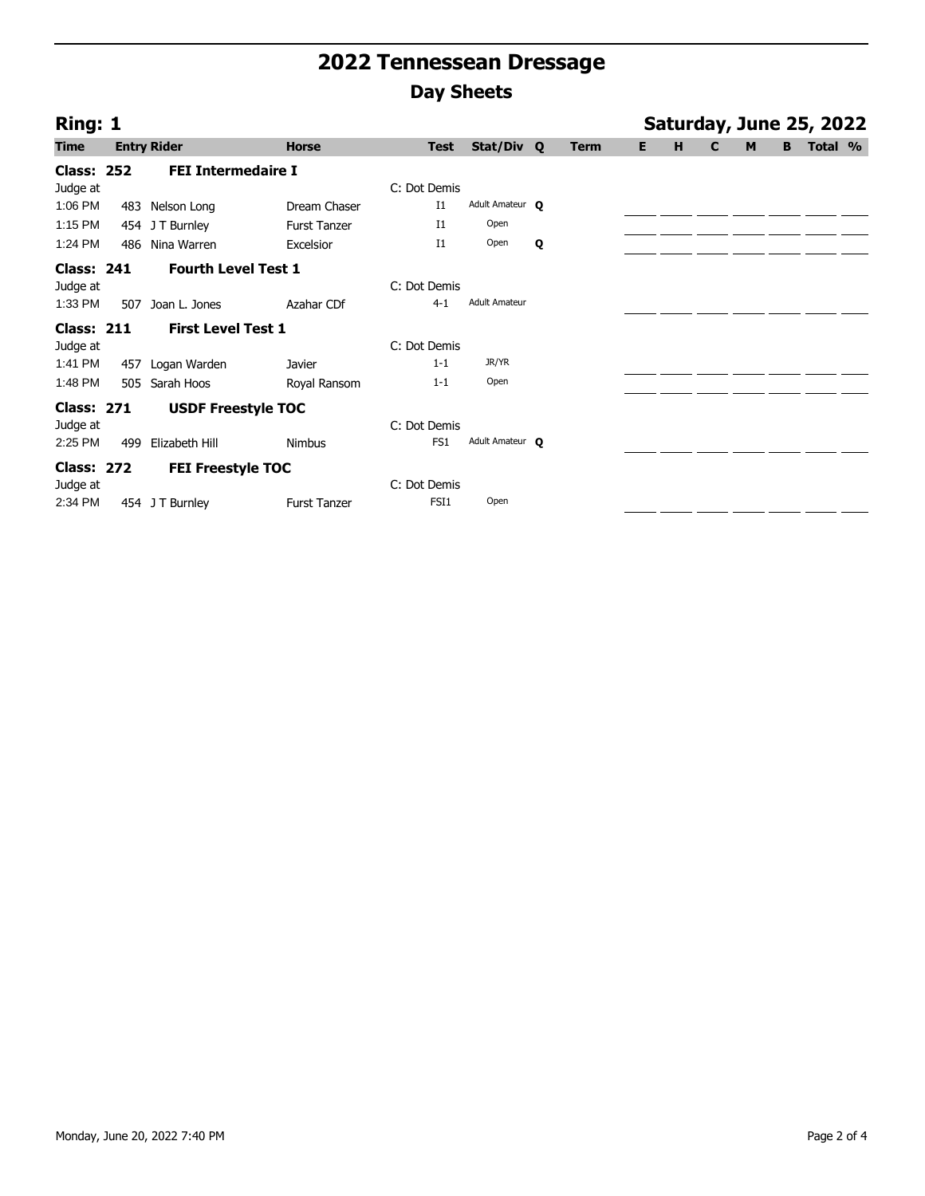# 2022 Tennessean Dressage

## Day Sheets

**Ring: 1** — **Saturday, June 25, 2022**

| Time | Entry | Rider | Horse | Test | Stat/Div | Q | Term | E | H | C | M | B | Total | % |
|---|---|---|---|---|---|---|---|---|---|---|---|---|---|---|
| **Class: 252** | | **FEI Intermedaire I** | | | | | | | | | | | | |
| Judge at | | | | C: Dot Demis | | | | | | | | | | |
| 1:06 PM | 483 | Nelson Long | Dream Chaser | I1 | Adult Amateur | Q | | | | | | | | |
| 1:15 PM | 454 | J T Burnley | Furst Tanzer | I1 | Open | | | | | | | | | |
| 1:24 PM | 486 | Nina Warren | Excelsior | I1 | Open | Q | | | | | | | | |
| **Class: 241** | | **Fourth Level Test 1** | | | | | | | | | | | | |
| Judge at | | | | C: Dot Demis | | | | | | | | | | |
| 1:33 PM | 507 | Joan L. Jones | Azahar CDf | 4-1 | Adult Amateur | | | | | | | | | |
| **Class: 211** | | **First Level Test 1** | | | | | | | | | | | | |
| Judge at | | | | C: Dot Demis | | | | | | | | | | |
| 1:41 PM | 457 | Logan Warden | Javier | 1-1 | JR/YR | | | | | | | | | |
| 1:48 PM | 505 | Sarah Hoos | Royal Ransom | 1-1 | Open | | | | | | | | | |
| **Class: 271** | | **USDF Freestyle TOC** | | | | | | | | | | | | |
| Judge at | | | | C: Dot Demis | | | | | | | | | | |
| 2:25 PM | 499 | Elizabeth Hill | Nimbus | FS1 | Adult Amateur | Q | | | | | | | | |
| **Class: 272** | | **FEI Freestyle TOC** | | | | | | | | | | | | |
| Judge at | | | | C: Dot Demis | | | | | | | | | | |
| 2:34 PM | 454 | J T Burnley | Furst Tanzer | FSI1 | Open | | | | | | | | | |

Monday, June 20, 2022 7:40 PM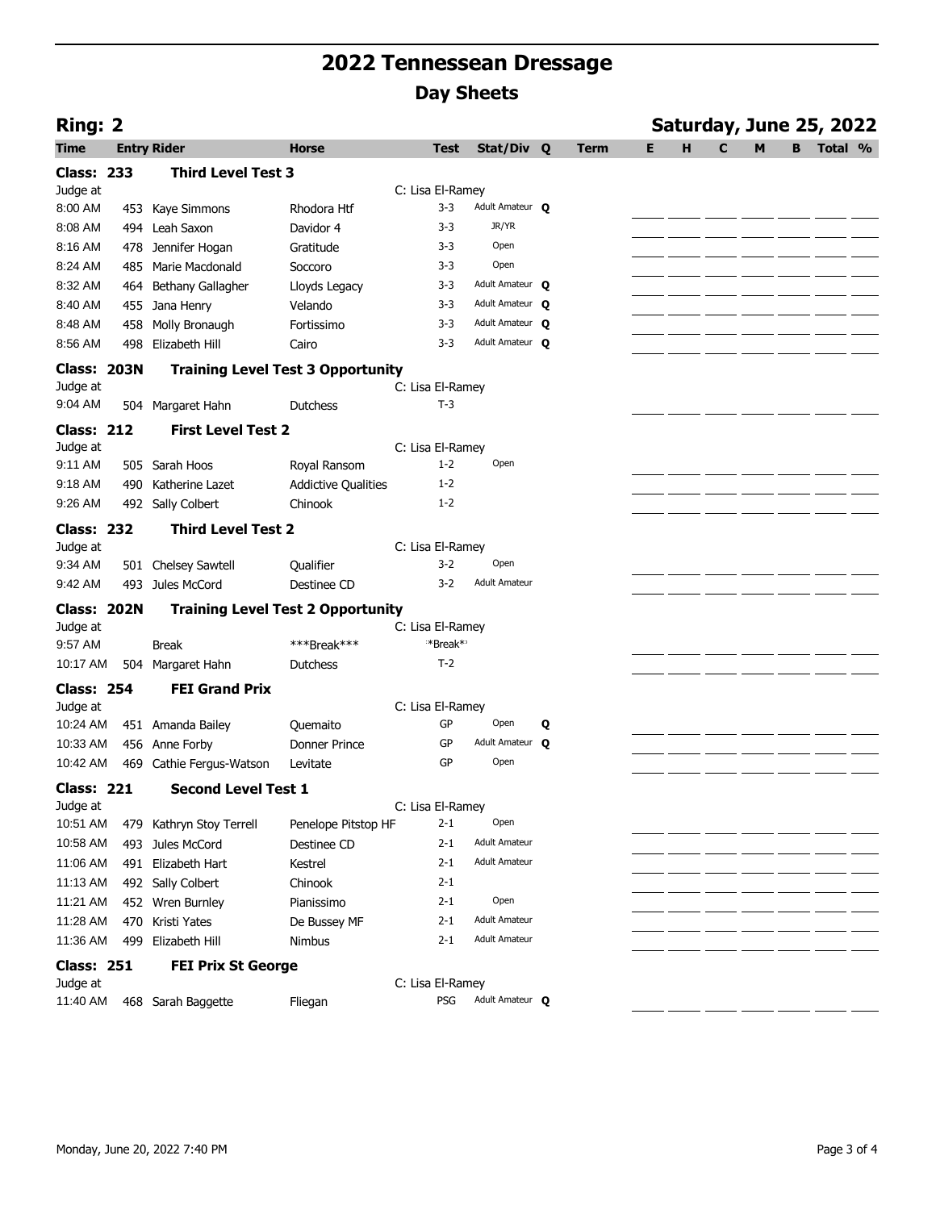# 2022 Tennessean Dressage

## Day Sheets

**Ring: 2** — **Saturday, June 25, 2022**

| Time | Entry | Rider | Horse | Test | Stat/Div | Q | Term | E | H | C | M | B | Total | % |
|---|---|---|---|---|---|---|---|---|---|---|---|---|---|---|
| **Class: 233** | | **Third Level Test 3** | | | | | | | | | | | | |
| Judge at | | | | C: Lisa El-Ramey | | | | | | | | | | |
| 8:00 AM | 453 | Kaye Simmons | Rhodora Htf | 3-3 | Adult Amateur | Q | | | | | | | | |
| 8:08 AM | 494 | Leah Saxon | Davidor 4 | 3-3 | JR/YR | | | | | | | | | |
| 8:16 AM | 478 | Jennifer Hogan | Gratitude | 3-3 | Open | | | | | | | | | |
| 8:24 AM | 485 | Marie Macdonald | Soccoro | 3-3 | Open | | | | | | | | | |
| 8:32 AM | 464 | Bethany Gallagher | Lloyds Legacy | 3-3 | Adult Amateur | Q | | | | | | | | |
| 8:40 AM | 455 | Jana Henry | Velando | 3-3 | Adult Amateur | Q | | | | | | | | |
| 8:48 AM | 458 | Molly Bronaugh | Fortissimo | 3-3 | Adult Amateur | Q | | | | | | | | |
| 8:56 AM | 498 | Elizabeth Hill | Cairo | 3-3 | Adult Amateur | Q | | | | | | | | |
| **Class: 203N** | | **Training Level Test 3 Opportunity** | | | | | | | | | | | | |
| Judge at | | | | C: Lisa El-Ramey | | | | | | | | | | |
| 9:04 AM | 504 | Margaret Hahn | Dutchess | T-3 | | | | | | | | | | |
| **Class: 212** | | **First Level Test 2** | | | | | | | | | | | | |
| Judge at | | | | C: Lisa El-Ramey | | | | | | | | | | |
| 9:11 AM | 505 | Sarah Hoos | Royal Ransom | 1-2 | Open | | | | | | | | | |
| 9:18 AM | 490 | Katherine Lazet | Addictive Qualities | 1-2 | | | | | | | | | | |
| 9:26 AM | 492 | Sally Colbert | Chinook | 1-2 | | | | | | | | | | |
| **Class: 232** | | **Third Level Test 2** | | | | | | | | | | | | |
| Judge at | | | | C: Lisa El-Ramey | | | | | | | | | | |
| 9:34 AM | 501 | Chelsey Sawtell | Qualifier | 3-2 | Open | | | | | | | | | |
| 9:42 AM | 493 | Jules McCord | Destinee CD | 3-2 | Adult Amateur | | | | | | | | | |
| **Class: 202N** | | **Training Level Test 2 Opportunity** | | | | | | | | | | | | |
| Judge at | | | | C: Lisa El-Ramey | | | | | | | | | | |
| 9:57 AM | | Break | ***Break*** | **Break** | | | | | | | | | | |
| 10:17 AM | 504 | Margaret Hahn | Dutchess | T-2 | | | | | | | | | | |
| **Class: 254** | | **FEI Grand Prix** | | | | | | | | | | | | |
| Judge at | | | | C: Lisa El-Ramey | | | | | | | | | | |
| 10:24 AM | 451 | Amanda Bailey | Quemaito | GP | Open | Q | | | | | | | | |
| 10:33 AM | 456 | Anne Forby | Donner Prince | GP | Adult Amateur | Q | | | | | | | | |
| 10:42 AM | 469 | Cathie Fergus-Watson | Levitate | GP | Open | | | | | | | | | |
| **Class: 221** | | **Second Level Test 1** | | | | | | | | | | | | |
| Judge at | | | | C: Lisa El-Ramey | | | | | | | | | | |
| 10:51 AM | 479 | Kathryn Stoy Terrell | Penelope Pitstop HF | 2-1 | Open | | | | | | | | | |
| 10:58 AM | 493 | Jules McCord | Destinee CD | 2-1 | Adult Amateur | | | | | | | | | |
| 11:06 AM | 491 | Elizabeth Hart | Kestrel | 2-1 | Adult Amateur | | | | | | | | | |
| 11:13 AM | 492 | Sally Colbert | Chinook | 2-1 | | | | | | | | | | |
| 11:21 AM | 452 | Wren Burnley | Pianissimo | 2-1 | Open | | | | | | | | | |
| 11:28 AM | 470 | Kristi Yates | De Bussey MF | 2-1 | Adult Amateur | | | | | | | | | |
| 11:36 AM | 499 | Elizabeth Hill | Nimbus | 2-1 | Adult Amateur | | | | | | | | | |
| **Class: 251** | | **FEI Prix St George** | | | | | | | | | | | | |
| Judge at | | | | C: Lisa El-Ramey | | | | | | | | | | |
| 11:40 AM | 468 | Sarah Baggette | Fliegan | PSG | Adult Amateur | Q | | | | | | | | |

Monday, June 20, 2022 7:40 PM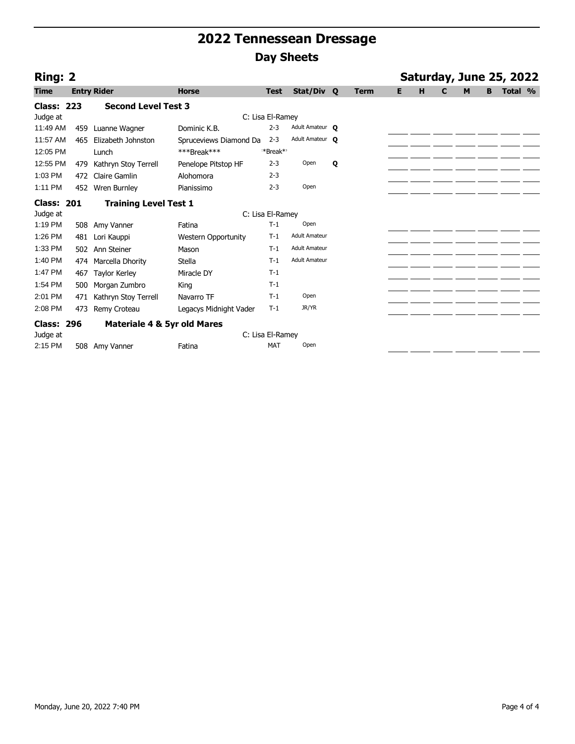# 2022 Tennessean Dressage

## Day Sheets

## Ring: 2 — Saturday, June 25, 2022

| Time | Entry | Rider | Horse | Test | Stat/Div | Q | Term | E | H | C | M | B | Total | % |
|---|---|---|---|---|---|---|---|---|---|---|---|---|---|---|
| **Class: 223** | | **Second Level Test 3** | | | | | | | | | | | | |
| Judge at | | | | C: Lisa El-Ramey | | | | | | | | | | |
| 11:49 AM | 459 | Luanne Wagner | Dominic K.B. | 2-3 | Adult Amateur | Q | | | | | | | | |
| 11:57 AM | 465 | Elizabeth Johnston | Spruceviews Diamond Da | 2-3 | Adult Amateur | Q | | | | | | | | |
| 12:05 PM | | Lunch | ***Break*** | *Break* | | | | | | | | | | |
| 12:55 PM | 479 | Kathryn Stoy Terrell | Penelope Pitstop HF | 2-3 | Open | Q | | | | | | | | |
| 1:03 PM | 472 | Claire Gamlin | Alohomora | 2-3 | | | | | | | | | | |
| 1:11 PM | 452 | Wren Burnley | Pianissimo | 2-3 | Open | | | | | | | | | |
| **Class: 201** | | **Training Level Test 1** | | | | | | | | | | | | |
| Judge at | | | | C: Lisa El-Ramey | | | | | | | | | | |
| 1:19 PM | 508 | Amy Vanner | Fatina | T-1 | Open | | | | | | | | | |
| 1:26 PM | 481 | Lori Kauppi | Western Opportunity | T-1 | Adult Amateur | | | | | | | | | |
| 1:33 PM | 502 | Ann Steiner | Mason | T-1 | Adult Amateur | | | | | | | | | |
| 1:40 PM | 474 | Marcella Dhority | Stella | T-1 | Adult Amateur | | | | | | | | | |
| 1:47 PM | 467 | Taylor Kerley | Miracle DY | T-1 | | | | | | | | | | |
| 1:54 PM | 500 | Morgan Zumbro | King | T-1 | | | | | | | | | | |
| 2:01 PM | 471 | Kathryn Stoy Terrell | Navarro TF | T-1 | Open | | | | | | | | | |
| 2:08 PM | 473 | Remy Croteau | Legacys Midnight Vader | T-1 | JR/YR | | | | | | | | | |
| **Class: 296** | | **Materiale 4 & 5yr old Mares** | | | | | | | | | | | | |
| Judge at | | | | C: Lisa El-Ramey | | | | | | | | | | |
| 2:15 PM | 508 | Amy Vanner | Fatina | MAT | Open | | | | | | | | | |

Monday, June 20, 2022 7:40 PM